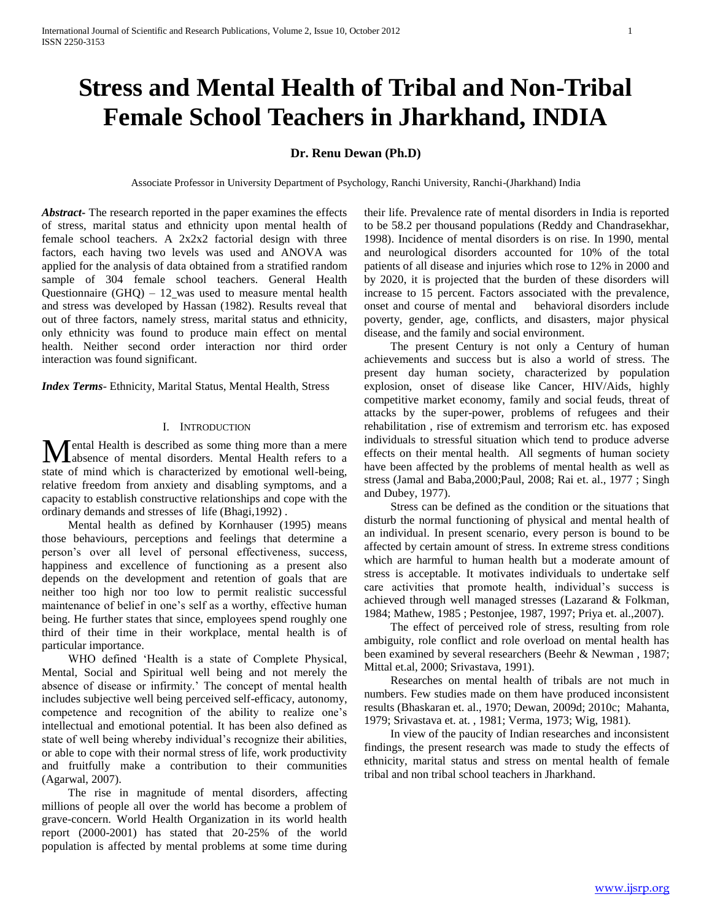# Stress and Mental Health of Tribal and Non-Tribal Female School Teachers in Jharkhand, INDIA

**Dr. Renu Dewan (Ph.D)**

Associate Professor in University Department of Psychology, Ranchi University, Ranchi-(Jharkhand) India

***Abstract***- The research reported in the paper examines the effects of stress, marital status and ethnicity upon mental health of female school teachers. A 2x2x2 factorial design with three factors, each having two levels was used and ANOVA was applied for the analysis of data obtained from a stratified random sample of 304 female school teachers. General Health Questionnaire (GHQ) – 12 was used to measure mental health and stress was developed by Hassan (1982). Results reveal that out of three factors, namely stress, marital status and ethnicity, only ethnicity was found to produce main effect on mental health. Neither second order interaction nor third order interaction was found significant.

***Index Terms***- Ethnicity, Marital Status, Mental Health, Stress

## I. Introduction

Mental Health is described as some thing more than a mere absence of mental disorders. Mental Health refers to a state of mind which is characterized by emotional well-being, relative freedom from anxiety and disabling symptoms, and a capacity to establish constructive relationships and cope with the ordinary demands and stresses of life (Bhagi,1992) .

Mental health as defined by Kornhauser (1995) means those behaviours, perceptions and feelings that determine a person's over all level of personal effectiveness, success, happiness and excellence of functioning as a present also depends on the development and retention of goals that are neither too high nor too low to permit realistic successful maintenance of belief in one's self as a worthy, effective human being. He further states that since, employees spend roughly one third of their time in their workplace, mental health is of particular importance.

WHO defined 'Health is a state of Complete Physical, Mental, Social and Spiritual well being and not merely the absence of disease or infirmity.' The concept of mental health includes subjective well being perceived self-efficacy, autonomy, competence and recognition of the ability to realize one's intellectual and emotional potential. It has been also defined as state of well being whereby individual's recognize their abilities, or able to cope with their normal stress of life, work productivity and fruitfully make a contribution to their communities (Agarwal, 2007).

The rise in magnitude of mental disorders, affecting millions of people all over the world has become a problem of grave-concern. World Health Organization in its world health report (2000-2001) has stated that 20-25% of the world population is affected by mental problems at some time during their life. Prevalence rate of mental disorders in India is reported to be 58.2 per thousand populations (Reddy and Chandrasekhar, 1998). Incidence of mental disorders is on rise. In 1990, mental and neurological disorders accounted for 10% of the total patients of all disease and injuries which rose to 12% in 2000 and by 2020, it is projected that the burden of these disorders will increase to 15 percent. Factors associated with the prevalence, onset and course of mental and behavioral disorders include poverty, gender, age, conflicts, and disasters, major physical disease, and the family and social environment.

The present Century is not only a Century of human achievements and success but is also a world of stress. The present day human society, characterized by population explosion, onset of disease like Cancer, HIV/Aids, highly competitive market economy, family and social feuds, threat of attacks by the super-power, problems of refugees and their rehabilitation , rise of extremism and terrorism etc. has exposed individuals to stressful situation which tend to produce adverse effects on their mental health. All segments of human society have been affected by the problems of mental health as well as stress (Jamal and Baba,2000;Paul, 2008; Rai et. al., 1977 ; Singh and Dubey, 1977).

Stress can be defined as the condition or the situations that disturb the normal functioning of physical and mental health of an individual. In present scenario, every person is bound to be affected by certain amount of stress. In extreme stress conditions which are harmful to human health but a moderate amount of stress is acceptable. It motivates individuals to undertake self care activities that promote health, individual's success is achieved through well managed stresses (Lazarand & Folkman, 1984; Mathew, 1985 ; Pestonjee, 1987, 1997; Priya et. al.,2007).

The effect of perceived role of stress, resulting from role ambiguity, role conflict and role overload on mental health has been examined by several researchers (Beehr & Newman , 1987; Mittal et.al, 2000; Srivastava, 1991).

Researches on mental health of tribals are not much in numbers. Few studies made on them have produced inconsistent results (Bhaskaran et. al., 1970; Dewan, 2009d; 2010c; Mahanta, 1979; Srivastava et. at. , 1981; Verma, 1973; Wig, 1981).

In view of the paucity of Indian researches and inconsistent findings, the present research was made to study the effects of ethnicity, marital status and stress on mental health of female tribal and non tribal school teachers in Jharkhand.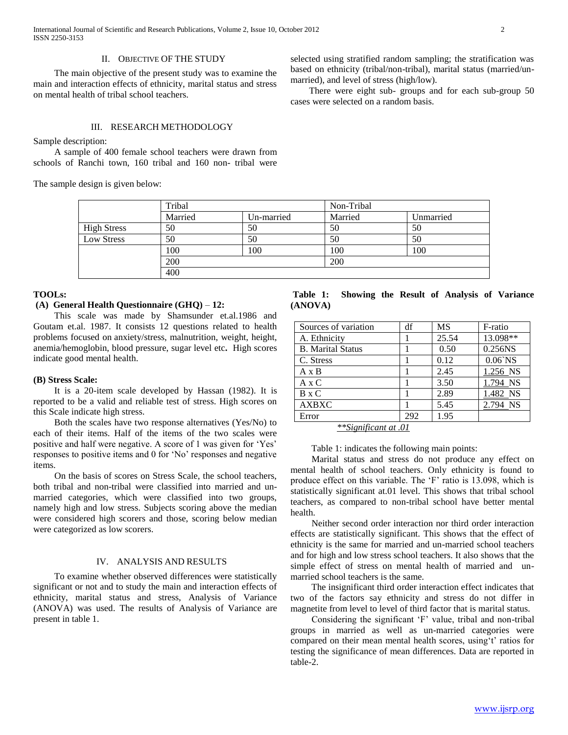## II. OBJECTIVE OF THE STUDY

The main objective of the present study was to examine the main and interaction effects of ethnicity, marital status and stress on mental health of tribal school teachers.

## III. RESEARCH METHODOLOGY

Sample description:

A sample of 400 female school teachers were drawn from schools of Ranchi town, 160 tribal and 160 non- tribal were selected using stratified random sampling; the stratification was based on ethnicity (tribal/non-tribal), marital status (married/un-married), and level of stress (high/low).

There were eight sub- groups and for each sub-group 50 cases were selected on a random basis.

The sample design is given below:

| | Tribal | | Non-Tribal | |
|---|---|---|---|---|
| | Married | Un-married | Married | Unmarried |
| High Stress | 50 | 50 | 50 | 50 |
| Low Stress | 50 | 50 | 50 | 50 |
| | 100 | 100 | 100 | 100 |
| | 200 | | 200 | |
| | 400 | | | |

**TOOLs:**

**(A) General Health Questionnaire (GHQ) – 12:**

This scale was made by Shamsunder et.al.1986 and Goutam et.al. 1987. It consists 12 questions related to health problems focused on anxiety/stress, malnutrition, weight, height, anemia/hemoglobin, blood pressure, sugar level etc**.** High scores indicate good mental health.

**(B) Stress Scale:**

It is a 20-item scale developed by Hassan (1982). It is reported to be a valid and reliable test of stress. High scores on this Scale indicate high stress.

Both the scales have two response alternatives (Yes/No) to each of their items. Half of the items of the two scales were positive and half were negative. A score of 1 was given for 'Yes' responses to positive items and 0 for 'No' responses and negative items.

On the basis of scores on Stress Scale, the school teachers, both tribal and non-tribal were classified into married and un-married categories, which were classified into two groups, namely high and low stress. Subjects scoring above the median were considered high scorers and those, scoring below median were categorized as low scorers.

## IV. ANALYSIS AND RESULTS

To examine whether observed differences were statistically significant or not and to study the main and interaction effects of ethnicity, marital status and stress, Analysis of Variance (ANOVA) was used. The results of Analysis of Variance are present in table 1.

**Table 1: Showing the Result of Analysis of Variance (ANOVA)**

| Sources of variation | df | MS | F-ratio |
|---|---|---|---|
| A. Ethnicity | 1 | 25.54 | 13.098** |
| B. Marital Status | 1 | 0.50 | 0.256NS |
| C. Stress | 1 | 0.12 | 0.06`NS |
| A x B | 1 | 2.45 | 1.256 NS |
| A x C | 1 | 3.50 | 1.794 NS |
| B x C | 1 | 2.89 | 1.482 NS |
| AXBXC | 1 | 5.45 | 2.794 NS |
| Error | 292 | 1.95 | |

*\*\*Significant at .01*

Table 1: indicates the following main points:

Marital status and stress do not produce any effect on mental health of school teachers. Only ethnicity is found to produce effect on this variable. The 'F' ratio is 13.098, which is statistically significant at.01 level. This shows that tribal school teachers, as compared to non-tribal school have better mental health.

Neither second order interaction nor third order interaction effects are statistically significant. This shows that the effect of ethnicity is the same for married and un-married school teachers and for high and low stress school teachers. It also shows that the simple effect of stress on mental health of married and un-married school teachers is the same.

The insignificant third order interaction effect indicates that two of the factors say ethnicity and stress do not differ in magnetite from level to level of third factor that is marital status.

Considering the significant 'F' value, tribal and non-tribal groups in married as well as un-married categories were compared on their mean mental health scores, using't' ratios for testing the significance of mean differences. Data are reported in table-2.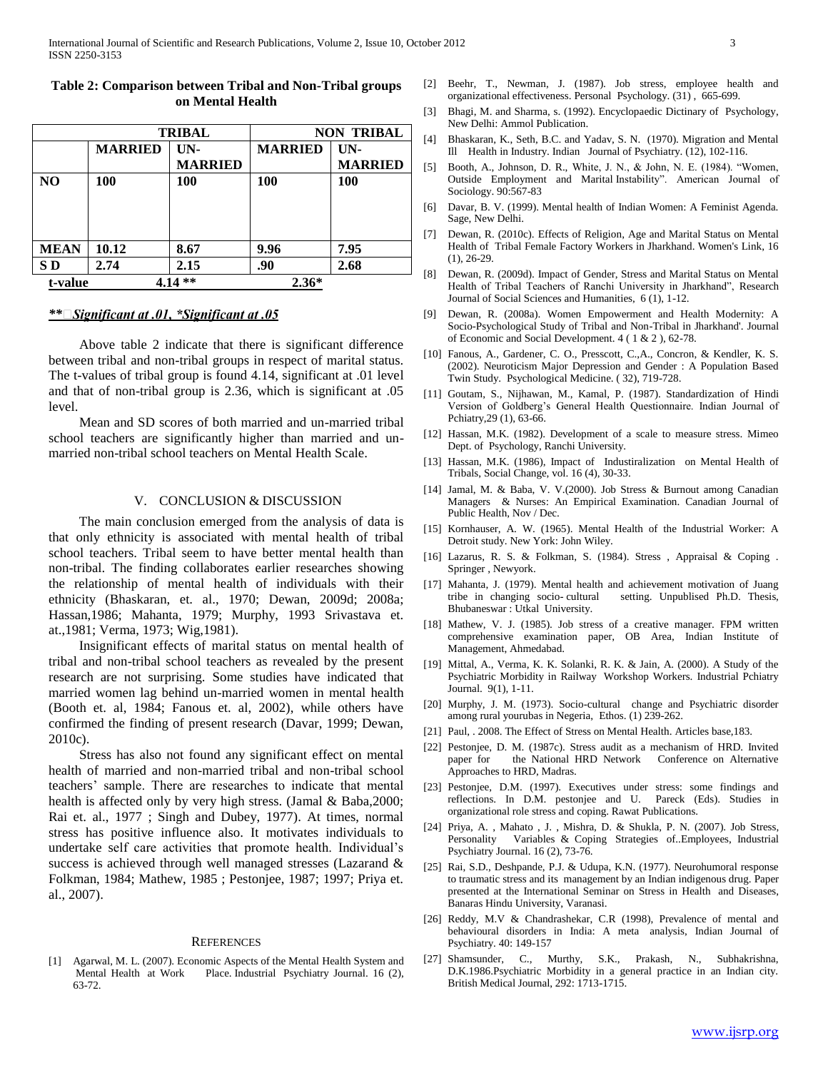**Table 2: Comparison between Tribal and Non-Tribal groups on Mental Health**

| | TRIBAL | | NON TRIBAL | |
|---|---|---|---|---|
| | **MARRIED** | **UN-MARRIED** | **MARRIED** | **UN-MARRIED** |
| **NO** | **100** | **100** | **100** | **100** |
| **MEAN** | **10.12** | **8.67** | **9.96** | **7.95** |
| **S D** | **2.74** | **2.15** | **.90** | **2.68** |
| **t-value** | **4.14 \*\*** | | **2.36\*** | |

***\*\* Significant at .01, \*Significant at .05***

Above table 2 indicate that there is significant difference between tribal and non-tribal groups in respect of marital status. The t-values of tribal group is found 4.14, significant at .01 level and that of non-tribal group is 2.36, which is significant at .05 level.

Mean and SD scores of both married and un-married tribal school teachers are significantly higher than married and un-married non-tribal school teachers on Mental Health Scale.

## V. CONCLUSION & DISCUSSION

The main conclusion emerged from the analysis of data is that only ethnicity is associated with mental health of tribal school teachers. Tribal seem to have better mental health than non-tribal. The finding collaborates earlier researches showing the relationship of mental health of individuals with their ethnicity (Bhaskaran, et. al., 1970; Dewan, 2009d; 2008a; Hassan,1986; Mahanta, 1979; Murphy, 1993 Srivastava et. at.,1981; Verma, 1973; Wig,1981).

Insignificant effects of marital status on mental health of tribal and non-tribal school teachers as revealed by the present research are not surprising. Some studies have indicated that married women lag behind un-married women in mental health (Booth et. al, 1984; Fanous et. al, 2002), while others have confirmed the finding of present research (Davar, 1999; Dewan, 2010c).

Stress has also not found any significant effect on mental health of married and non-married tribal and non-tribal school teachers' sample. There are researches to indicate that mental health is affected only by very high stress. (Jamal & Baba,2000; Rai et. al., 1977 ; Singh and Dubey, 1977). At times, normal stress has positive influence also. It motivates individuals to undertake self care activities that promote health. Individual's success is achieved through well managed stresses (Lazarand & Folkman, 1984; Mathew, 1985 ; Pestonjee, 1987; 1997; Priya et. al., 2007).

## REFERENCES

[1] Agarwal, M. L. (2007). Economic Aspects of the Mental Health System and Mental Health at Work Place. Industrial Psychiatry Journal. 16 (2), 63-72.

[2] Beehr, T., Newman, J. (1987). Job stress, employee health and organizational effectiveness. Personal Psychology. (31) , 665-699.

[3] Bhagi, M. and Sharma, s. (1992). Encyclopaedic Dictinary of Psychology, New Delhi: Ammol Publication.

[4] Bhaskaran, K., Seth, B.C. and Yadav, S. N. (1970). Migration and Mental Ill Health in Industry. Indian Journal of Psychiatry. (12), 102-116.

[5] Booth, A., Johnson, D. R., White, J. N., & John, N. E. (1984). "Women, Outside Employment and Marital Instability". American Journal of Sociology. 90:567-83

[6] Davar, B. V. (1999). Mental health of Indian Women: A Feminist Agenda. Sage, New Delhi.

[7] Dewan, R. (2010c). Effects of Religion, Age and Marital Status on Mental Health of Tribal Female Factory Workers in Jharkhand. Women's Link, 16 (1), 26-29.

[8] Dewan, R. (2009d). Impact of Gender, Stress and Marital Status on Mental Health of Tribal Teachers of Ranchi University in Jharkhand", Research Journal of Social Sciences and Humanities, 6 (1), 1-12.

[9] Dewan, R. (2008a). Women Empowerment and Health Modernity: A Socio-Psychological Study of Tribal and Non-Tribal in Jharkhand'. Journal of Economic and Social Development. 4 ( 1 & 2 ), 62-78.

[10] Fanous, A., Gardener, C. O., Presscott, C.,A., Concron, & Kendler, K. S. (2002). Neuroticism Major Depression and Gender : A Population Based Twin Study. Psychological Medicine. ( 32), 719-728.

[11] Goutam, S., Nijhawan, M., Kamal, P. (1987). Standardization of Hindi Version of Goldberg's General Health Questionnaire. Indian Journal of Pchiatry,29 (1), 63-66.

[12] Hassan, M.K. (1982). Development of a scale to measure stress. Mimeo Dept. of Psychology, Ranchi University.

[13] Hassan, M.K. (1986), Impact of Industiralization on Mental Health of Tribals, Social Change, vol. 16 (4), 30-33.

[14] Jamal, M. & Baba, V. V.(2000). Job Stress & Burnout among Canadian Managers & Nurses: An Empirical Examination. Canadian Journal of Public Health, Nov / Dec.

[15] Kornhauser, A. W. (1965). Mental Health of the Industrial Worker: A Detroit study. New York: John Wiley.

[16] Lazarus, R. S. & Folkman, S. (1984). Stress , Appraisal & Coping . Springer , Newyork.

[17] Mahanta, J. (1979). Mental health and achievement motivation of Juang tribe in changing socio- cultural setting. Unpublised Ph.D. Thesis, Bhubaneswar : Utkal University.

[18] Mathew, V. J. (1985). Job stress of a creative manager. FPM written comprehensive examination paper, OB Area, Indian Institute of Management, Ahmedabad.

[19] Mittal, A., Verma, K. K. Solanki, R. K. & Jain, A. (2000). A Study of the Psychiatric Morbidity in Railway Workshop Workers. Industrial Pchiatry Journal. 9(1), 1-11.

[20] Murphy, J. M. (1973). Socio-cultural change and Psychiatric disorder among rural yourubas in Negeria, Ethos. (1) 239-262.

[21] Paul, . 2008. The Effect of Stress on Mental Health. Articles base,183.

[22] Pestonjee, D. M. (1987c). Stress audit as a mechanism of HRD. Invited paper for the National HRD Network Conference on Alternative Approaches to HRD, Madras.

[23] Pestonjee, D.M. (1997). Executives under stress: some findings and reflections. In D.M. pestonjee and U. Pareck (Eds). Studies in organizational role stress and coping. Rawat Publications.

[24] Priya, A. , Mahato , J. , Mishra, D. & Shukla, P. N. (2007). Job Stress, Personality Variables & Coping Strategies of..Employees, Industrial Psychiatry Journal. 16 (2), 73-76.

[25] Rai, S.D., Deshpande, P.J. & Udupa, K.N. (1977). Neurohumoral response to traumatic stress and its management by an Indian indigenous drug. Paper presented at the International Seminar on Stress in Health and Diseases, Banaras Hindu University, Varanasi.

[26] Reddy, M.V & Chandrashekar, C.R (1998), Prevalence of mental and behavioural disorders in India: A meta analysis, Indian Journal of Psychiatry. 40: 149-157

[27] Shamsunder, C., Murthy, S.K., Prakash, N., Subhakrishna, D.K.1986.Psychiatric Morbidity in a general practice in an Indian city. British Medical Journal, 292: 1713-1715.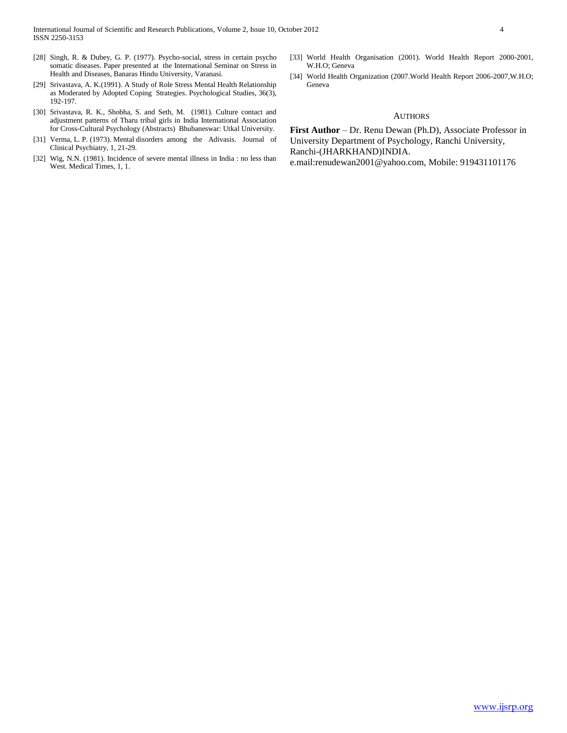[28] Singh, R. & Dubey, G. P. (1977). Psycho-social, stress in certain psycho somatic diseases. Paper presented at the International Seminar on Stress in Health and Diseases, Banaras Hindu University, Varanasi.

[29] Srivastava, A. K.(1991). A Study of Role Stress Mental Health Relationship as Moderated by Adopted Coping Strategies. Psychological Studies, 36(3), 192-197.

[30] Srivastava, R. K., Shobha, S. and Seth, M. (1981). Culture contact and adjustment patterns of Tharu tribal girls in India International Association for Cross-Cultural Psychology (Abstracts) Bhubaneswar: Utkal University.

[31] Verma, L. P. (1973). Mental disorders among the Adivasis. Journal of Clinical Psychiatry, 1, 21-29.

[32] Wig, N.N. (1981). Incidence of severe mental illness in India : no less than West. Medical Times, 1, 1.

[33] World Health Organisation (2001). World Health Report 2000-2001, W.H.O; Geneva

[34] World Health Organization (2007.World Health Report 2006-2007,W.H.O; Geneva

## AUTHORS

**First Author** – Dr. Renu Dewan (Ph.D), Associate Professor in University Department of Psychology, Ranchi University, Ranchi-(JHARKHAND)INDIA.
e.mail:renudewan2001@yahoo.com, Mobile: 919431101176